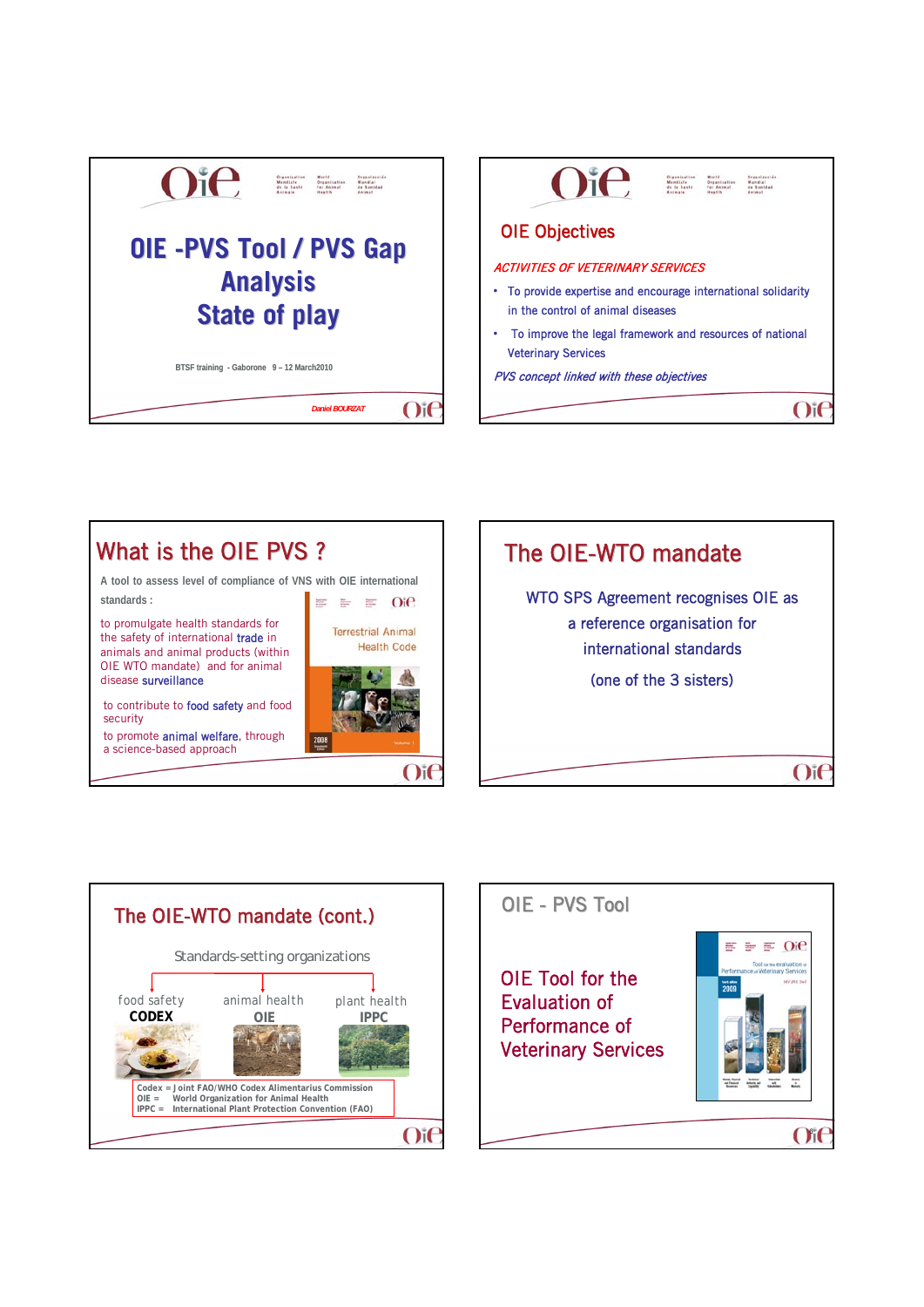# OIE -PVS Tool / PVS Gap Analysis State of play

BTSF training - Gaborone 9 – 12 March2010

Daniel BOURZAT

## OIE Objectives

*ACTIVITIES OF VETERINARY SERVICES*

- To provide expertise and encourage international solidarity in the control of animal diseases
- To improve the legal framework and resources of national Veterinary Services

*PVS concept linked with these objectives*

## What is the OIE PVS ?

A tool to assess level of compliance of VNS with OIE international standards :

to promulgate health standards for the safety of international trade in animals and animal products (within OIE WTO mandate) and for animal disease surveillance

to contribute to food safety and food security

to promote animal welfare, through a science-based approach

Terrestrial Animal Health Code

2008

## The OIE-WTO mandate

WTO SPS Agreement recognises OIE as a reference organisation for international standards

(one of the 3 sisters)

## The OIE-WTO mandate (cont.)

Standards-setting organizations

| food safety | animal health | plant health |
|---|---|---|
| **CODEX** | **OIE** | **IPPC** |

Codex = Joint FAO/WHO Codex Alimentarius Commission
OIE = World Organization for Animal Health
IPPC = International Plant Protection Convention (FAO)

## OIE - PVS Tool

OIE Tool for the Evaluation of Performance of Veterinary Services

Tool for the evaluation of Performance of Veterinary Services

2008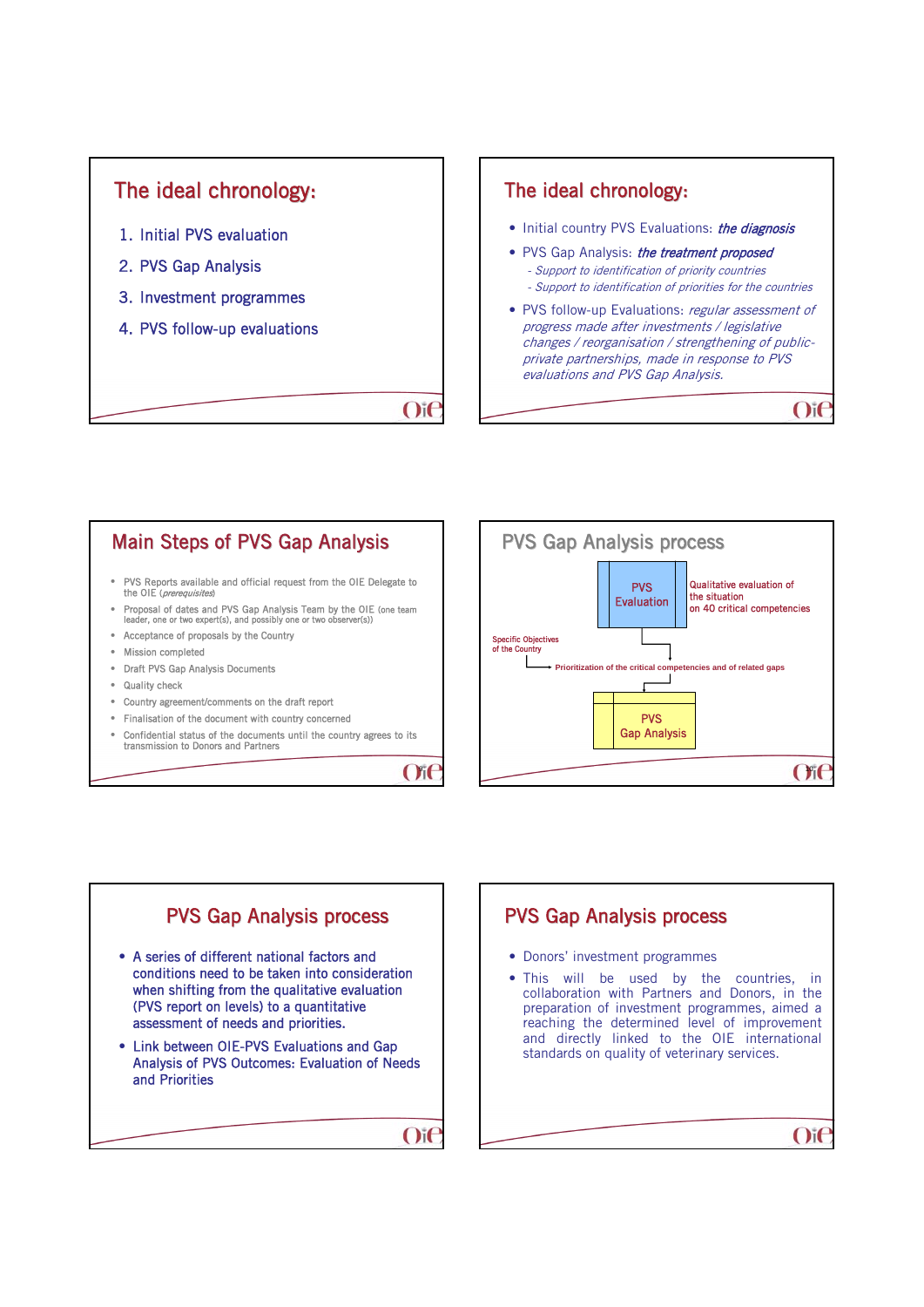## The ideal chronology:

1. Initial PVS evaluation
2. PVS Gap Analysis
3. Investment programmes
4. PVS follow-up evaluations

## The ideal chronology:

- Initial country PVS Evaluations: ***the diagnosis***
- PVS Gap Analysis: ***the treatment proposed***
  - *Support to identification of priority countries*
  - *Support to identification of priorities for the countries*
- PVS follow-up Evaluations: *regular assessment of progress made after investments / legislative changes / reorganisation / strengthening of public-private partnerships, made in response to PVS evaluations and PVS Gap Analysis.*

## Main Steps of PVS Gap Analysis

- PVS Reports available and official request from the OIE Delegate to the OIE (*prerequisites*)
- Proposal of dates and PVS Gap Analysis Team by the OIE (one team leader, one or two expert(s), and possibly one or two observer(s))
- Acceptance of proposals by the Country
- Mission completed
- Draft PVS Gap Analysis Documents
- Quality check
- Country agreement/comments on the draft report
- Finalisation of the document with country concerned
- Confidential status of the documents until the country agrees to its transmission to Donors and Partners

## PVS Gap Analysis process

PVS Evaluation — Qualitative evaluation of the situation on 40 critical competencies

Specific Objectives of the Country

Prioritization of the critical competencies and of related gaps

PVS Gap Analysis

## PVS Gap Analysis process

- A series of different national factors and conditions need to be taken into consideration when shifting from the qualitative evaluation (PVS report on levels) to a quantitative assessment of needs and priorities.
- Link between OIE-PVS Evaluations and Gap Analysis of PVS Outcomes: Evaluation of Needs and Priorities

## PVS Gap Analysis process

- Donors' investment programmes
- This will be used by the countries, in collaboration with Partners and Donors, in the preparation of investment programmes, aimed a reaching the determined level of improvement and directly linked to the OIE international standards on quality of veterinary services.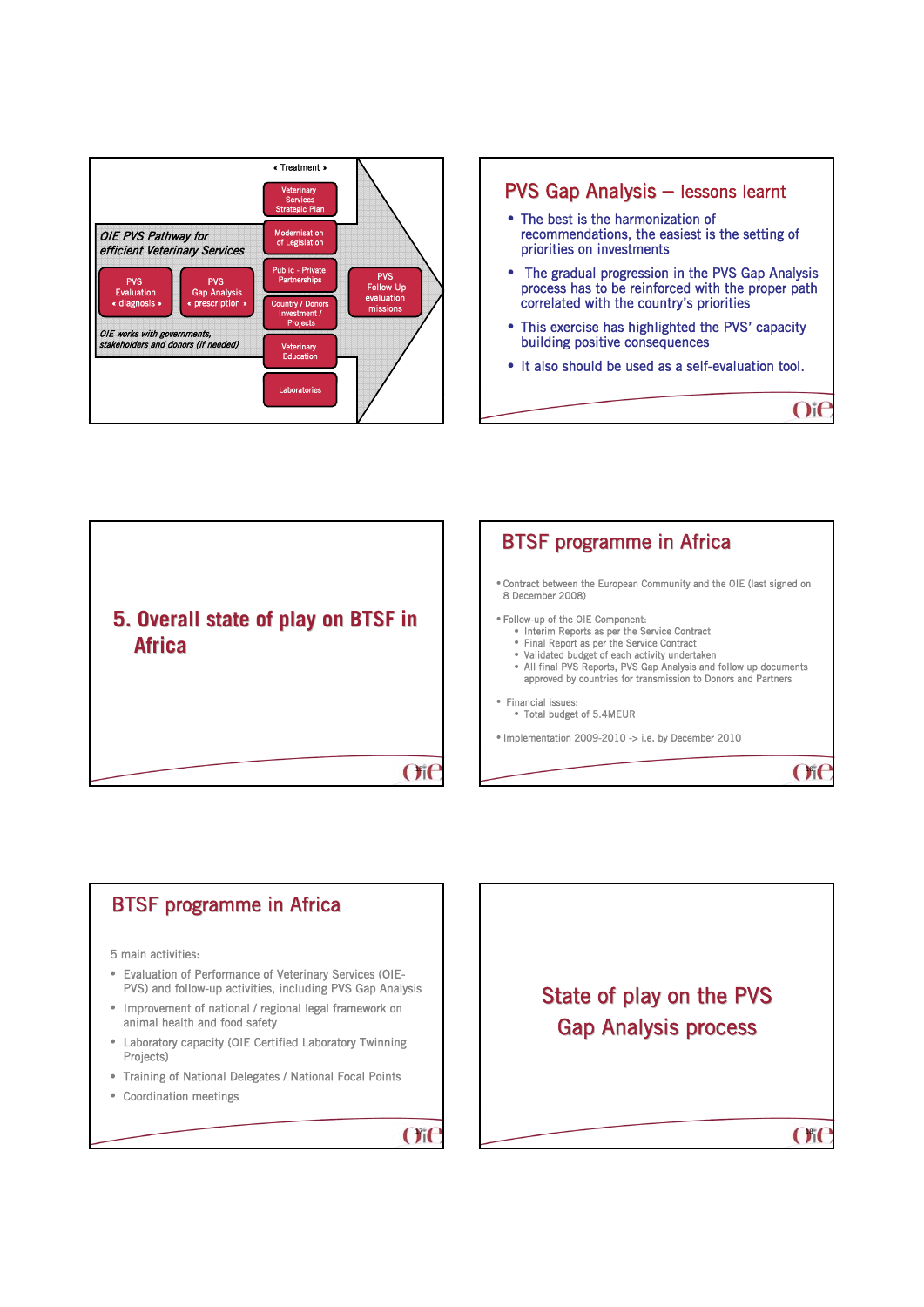« Treatment »

*OIE PVS Pathway for efficient Veterinary Services*

- PVS Evaluation « diagnosis »
- PVS Gap Analysis « prescription »
- Veterinary Services Strategic Plan
- Modernisation of Legislation
- Public - Private Partnerships
- Country / Donors Investment / Projects
- Veterinary Education
- Laboratories
- PVS Follow-Up evaluation missions

*OIE works with governments, stakeholders and donors (if needed)*

## PVS Gap Analysis – lessons learnt

- The best is the harmonization of recommendations, the easiest is the setting of priorities on investments
- The gradual progression in the PVS Gap Analysis process has to be reinforced with the proper path correlated with the country's priorities
- This exercise has highlighted the PVS' capacity building positive consequences
- It also should be used as a self-evaluation tool.

# 5. Overall state of play on BTSF in Africa

## BTSF programme in Africa

- Contract between the European Community and the OIE (last signed on 8 December 2008)
- Follow-up of the OIE Component:
  - Interim Reports as per the Service Contract
  - Final Report as per the Service Contract
  - Validated budget of each activity undertaken
  - All final PVS Reports, PVS Gap Analysis and follow up documents approved by countries for transmission to Donors and Partners
- Financial issues:
  - Total budget of 5.4MEUR
- Implementation 2009-2010 -> i.e. by December 2010

## BTSF programme in Africa

5 main activities:

- Evaluation of Performance of Veterinary Services (OIE-PVS) and follow-up activities, including PVS Gap Analysis
- Improvement of national / regional legal framework on animal health and food safety
- Laboratory capacity (OIE Certified Laboratory Twinning Projects)
- Training of National Delegates / National Focal Points
- Coordination meetings

# State of play on the PVS Gap Analysis process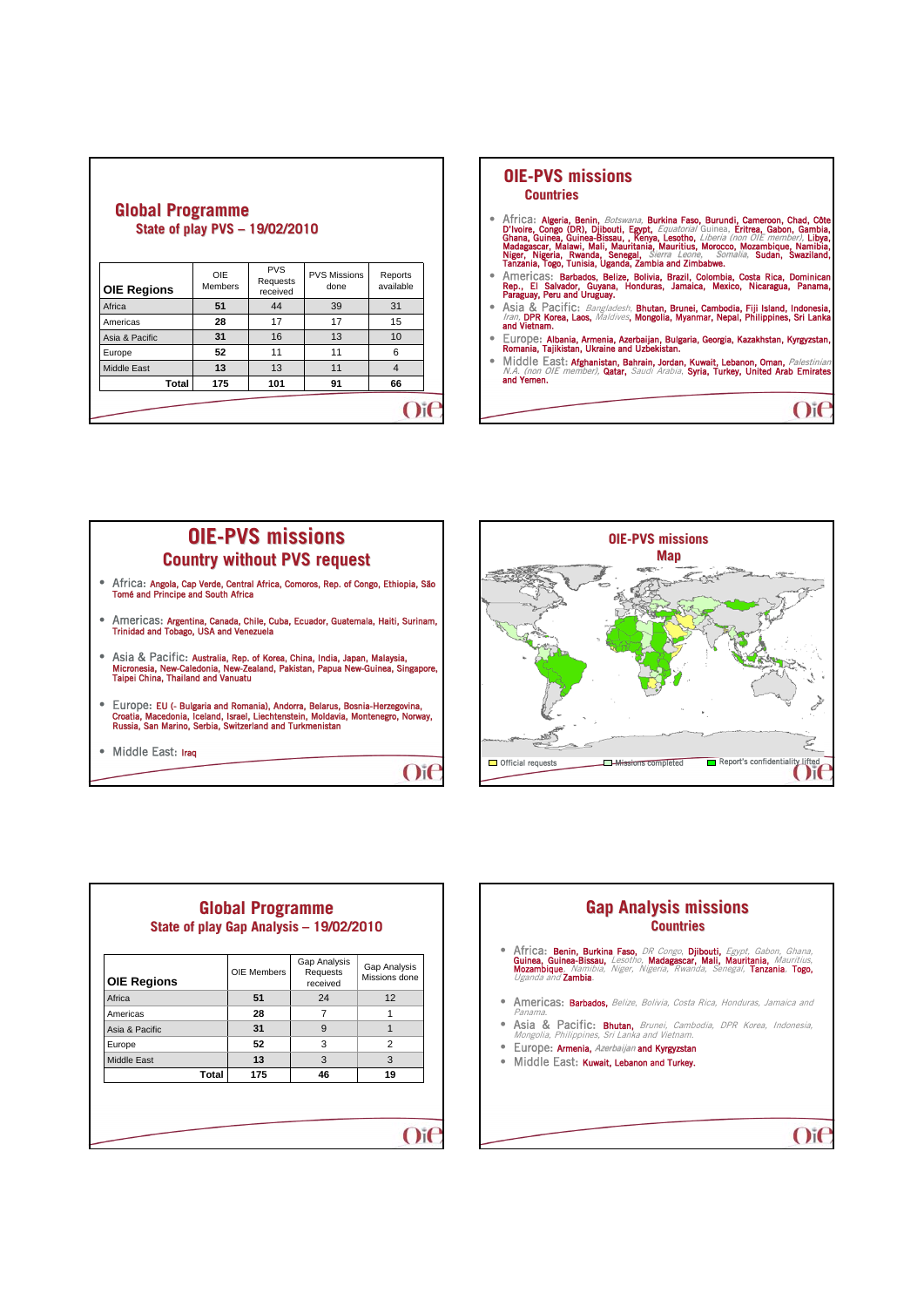## Global Programme

### State of play PVS – 19/02/2010

| OIE Regions | OIE Members | PVS Requests received | PVS Missions done | Reports available |
|---|---|---|---|---|
| Africa | **51** | 44 | 39 | 31 |
| Americas | **28** | 17 | 17 | 15 |
| Asia & Pacific | **31** | 16 | 13 | 10 |
| Europe | **52** | 11 | 11 | 6 |
| Middle East | **13** | 13 | 11 | 4 |
| **Total** | **175** | **101** | **91** | **66** |

## OIE-PVS missions

### Countries

- Africa: **Algeria, Benin,** *Botswana,* **Burkina Faso, Burundi, Cameroon, Chad, Côte D'Ivoire, Congo (DR), Djibouti, Egypt,** *Equatorial* Guinea, **Eritrea, Gabon, Gambia, Ghana, Guinea, Guinea-Bissau, , Kenya, Lesotho,** *Liberia (non OIE member),* **Libya, Madagascar, Malawi, Mali, Mauritania, Mauritius, Morocco, Mozambique, Namibia, Niger, Nigeria, Rwanda, Senegal,** *Sierra Leone, Somalia,* **Sudan, Swaziland, Tanzania, Togo, Tunisia, Uganda, Zambia and Zimbabwe.**
- Americas: **Barbados, Belize, Bolivia, Brazil, Colombia, Costa Rica, Dominican Rep., El Salvador, Guyana, Honduras, Jamaica, Mexico, Nicaragua, Panama, Paraguay, Peru and Uruguay.**
- Asia & Pacific: *Bangladesh,* **Bhutan, Brunei, Cambodia, Fiji Island, Indonesia,** *Iran,* **DPR Korea, Laos,** *Maldives,* **Mongolia, Myanmar, Nepal, Philippines, Sri Lanka and Vietnam.**
- Europe: **Albania, Armenia, Azerbaijan, Bulgaria, Georgia, Kazakhstan, Kyrgyzstan, Romania, Tajikistan, Ukraine and Uzbekistan.**
- Middle East: **Afghanistan, Bahrain, Jordan, Kuwait, Lebanon, Oman,** *Palestinian N.A. (non OIE member),* **Qatar,** *Saudi Arabia,* **Syria, Turkey, United Arab Emirates and Yemen.**

## OIE-PVS missions

### Country without PVS request

- Africa: **Angola, Cap Verde, Central Africa, Comoros, Rep. of Congo, Ethiopia, São Tomé and Principe and South Africa**
- Americas: **Argentina, Canada, Chile, Cuba, Ecuador, Guatemala, Haiti, Surinam, Trinidad and Tobago, USA and Venezuela**
- Asia & Pacific: **Australia, Rep. of Korea, China, India, Japan, Malaysia, Micronesia, New-Caledonia, New-Zealand, Pakistan, Papua New-Guinea, Singapore, Taipei China, Thailand and Vanuatu**
- Europe: **EU (- Bulgaria and Romania), Andorra, Belarus, Bosnia-Herzegovina, Croatia, Macedonia, Iceland, Israel, Liechtenstein, Moldavia, Montenegro, Norway, Russia, San Marino, Serbia, Switzerland and Turkmenistan**
- Middle East: **Iraq**

## OIE-PVS missions

### Map

Official requests — Missions completed — Report's confidentiality lifted

## Global Programme

### State of play Gap Analysis – 19/02/2010

| OIE Regions | OIE Members | Gap Analysis Requests received | Gap Analysis Missions done |
|---|---|---|---|
| Africa | **51** | 24 | 12 |
| Americas | **28** | 7 | 1 |
| Asia & Pacific | **31** | 9 | 1 |
| Europe | **52** | 3 | 2 |
| Middle East | **13** | 3 | 3 |
| **Total** | **175** | **46** | **19** |

## Gap Analysis missions

### Countries

- Africa: **Benin, Burkina Faso,** *DR Congo,* **Djibouti,** *Egypt, Gabon, Ghana,* **Guinea, Guinea-Bissau,** *Lesotho,* **Madagascar, Mali, Mauritania,** *Mauritius,* **Mozambique**, *Namibia, Niger, Nigeria, Rwanda, Senegal,* **Tanzania**, **Togo**, *Uganda and* **Zambia**.
- Americas: **Barbados,** *Belize, Bolivia, Costa Rica, Honduras, Jamaica and Panama.*
- Asia & Pacific: **Bhutan,** *Brunei, Cambodia, DPR Korea, Indonesia, Mongolia, Philippines, Sri Lanka and Vietnam.*
- Europe: **Armenia,** *Azerbaijan* **and Kyrgyzstan**
- Middle East: **Kuwait, Lebanon and Turkey.**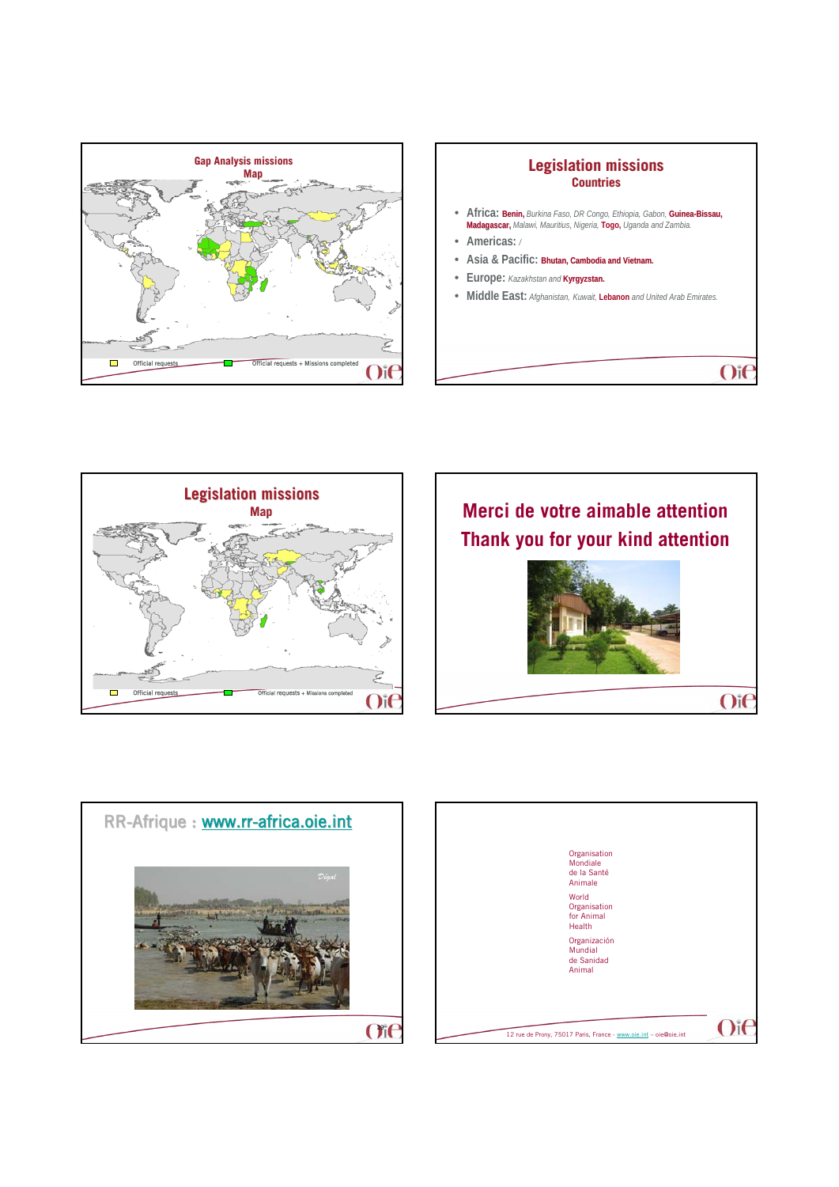## Gap Analysis missions
### Map

Official requests

Official requests + Missions completed

## Legislation missions
### Countries

- **Africa:** **Benin,** *Burkina Faso, DR Congo, Ethiopia, Gabon,* **Guinea-Bissau, Madagascar,** *Malawi, Mauritius, Nigeria,* **Togo,** *Uganda and Zambia.*
- **Americas:** /
- **Asia & Pacific:** **Bhutan, Cambodia and Vietnam.**
- **Europe:** *Kazakhstan and* **Kyrgyzstan.**
- **Middle East:** *Afghanistan, Kuwait,* **Lebanon** *and United Arab Emirates.*

## Legislation missions
### Map

Official requests

Official requests + Missions completed

## Merci de votre aimable attention
## Thank you for your kind attention

## RR-Afrique : www.rr-africa.oie.int

Organisation Mondiale de la Santé Animale

World Organisation for Animal Health

Organización Mundial de Sanidad Animal

12 rue de Prony, 75017 Paris, France - www.oie.int – oie@oie.int